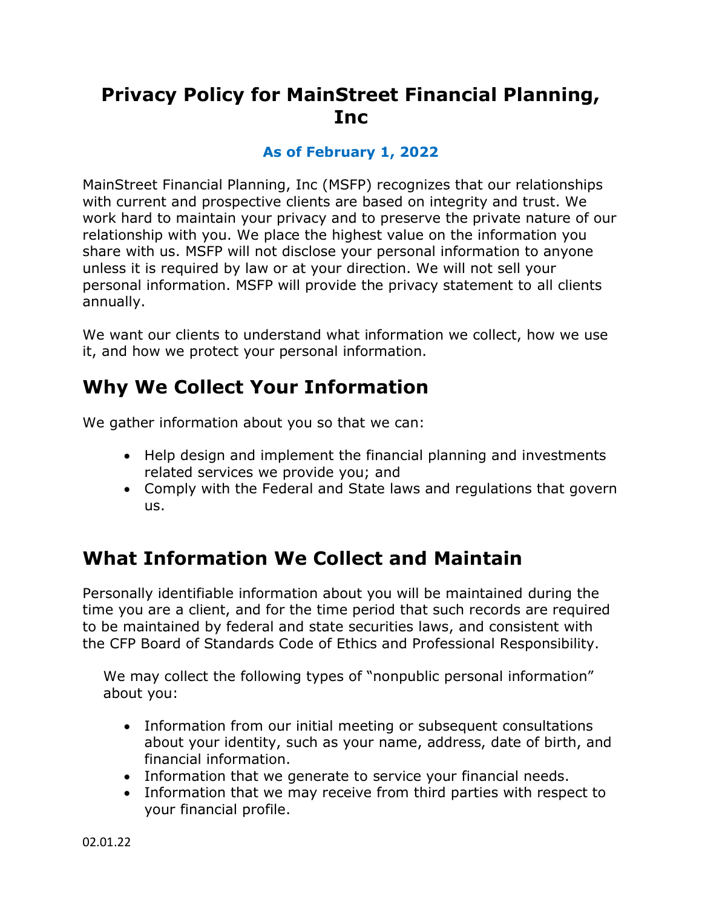# Privacy Policy for MainStreet Financial Planning, Inc

**As of February 1, 2022**

MainStreet Financial Planning, Inc (MSFP) recognizes that our relationships with current and prospective clients are based on integrity and trust. We work hard to maintain your privacy and to preserve the private nature of our relationship with you. We place the highest value on the information you share with us. MSFP will not disclose your personal information to anyone unless it is required by law or at your direction. We will not sell your personal information. MSFP will provide the privacy statement to all clients annually.

We want our clients to understand what information we collect, how we use it, and how we protect your personal information.

## Why We Collect Your Information

We gather information about you so that we can:

- Help design and implement the financial planning and investments related services we provide you; and
- Comply with the Federal and State laws and regulations that govern us.

## What Information We Collect and Maintain

Personally identifiable information about you will be maintained during the time you are a client, and for the time period that such records are required to be maintained by federal and state securities laws, and consistent with the CFP Board of Standards Code of Ethics and Professional Responsibility.

We may collect the following types of "nonpublic personal information" about you:

- Information from our initial meeting or subsequent consultations about your identity, such as your name, address, date of birth, and financial information.
- Information that we generate to service your financial needs.
- Information that we may receive from third parties with respect to your financial profile.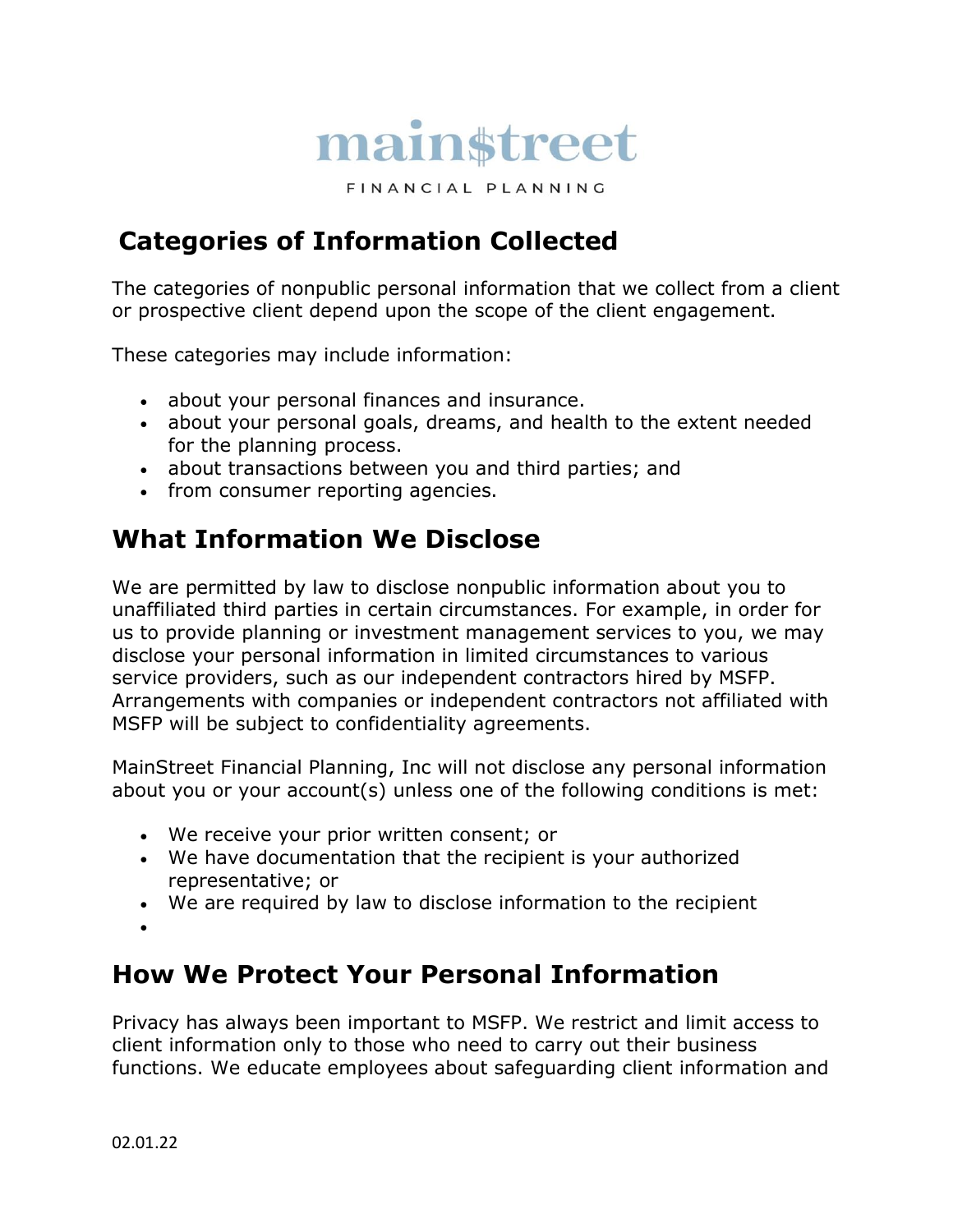# mainstreet

FINANCIAL PLANNING

## Categories of Information Collected

The categories of nonpublic personal information that we collect from a client or prospective client depend upon the scope of the client engagement.

These categories may include information:

- about your personal finances and insurance.
- about your personal goals, dreams, and health to the extent needed for the planning process.
- about transactions between you and third parties; and
- from consumer reporting agencies.

## What Information We Disclose

We are permitted by law to disclose nonpublic information about you to unaffiliated third parties in certain circumstances. For example, in order for us to provide planning or investment management services to you, we may disclose your personal information in limited circumstances to various service providers, such as our independent contractors hired by MSFP. Arrangements with companies or independent contractors not affiliated with MSFP will be subject to confidentiality agreements.

MainStreet Financial Planning, Inc will not disclose any personal information about you or your account(s) unless one of the following conditions is met:

- We receive your prior written consent; or
- We have documentation that the recipient is your authorized representative; or
- We are required by law to disclose information to the recipient

## How We Protect Your Personal Information

Privacy has always been important to MSFP. We restrict and limit access to client information only to those who need to carry out their business functions. We educate employees about safeguarding client information and

02.01.22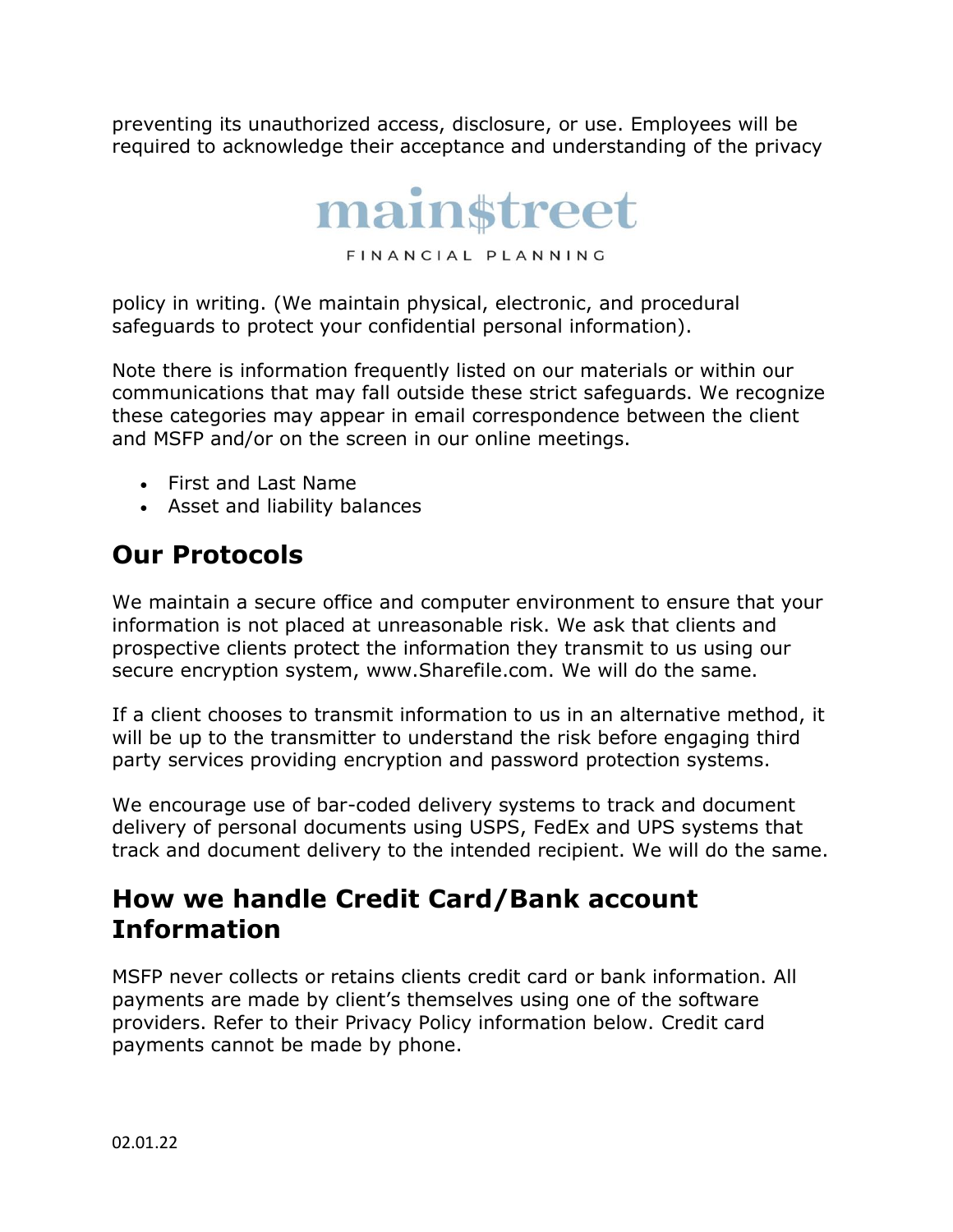preventing its unauthorized access, disclosure, or use. Employees will be required to acknowledge their acceptance and understanding of the privacy policy in writing. (We maintain physical, electronic, and procedural safeguards to protect your confidential personal information).

Note there is information frequently listed on our materials or within our communications that may fall outside these strict safeguards. We recognize these categories may appear in email correspondence between the client and MSFP and/or on the screen in our online meetings.

- First and Last Name
- Asset and liability balances

## Our Protocols

We maintain a secure office and computer environment to ensure that your information is not placed at unreasonable risk. We ask that clients and prospective clients protect the information they transmit to us using our secure encryption system, www.Sharefile.com. We will do the same.

If a client chooses to transmit information to us in an alternative method, it will be up to the transmitter to understand the risk before engaging third party services providing encryption and password protection systems.

We encourage use of bar-coded delivery systems to track and document delivery of personal documents using USPS, FedEx and UPS systems that track and document delivery to the intended recipient. We will do the same.

## How we handle Credit Card/Bank account Information

MSFP never collects or retains clients credit card or bank information. All payments are made by client's themselves using one of the software providers. Refer to their Privacy Policy information below. Credit card payments cannot be made by phone.

02.01.22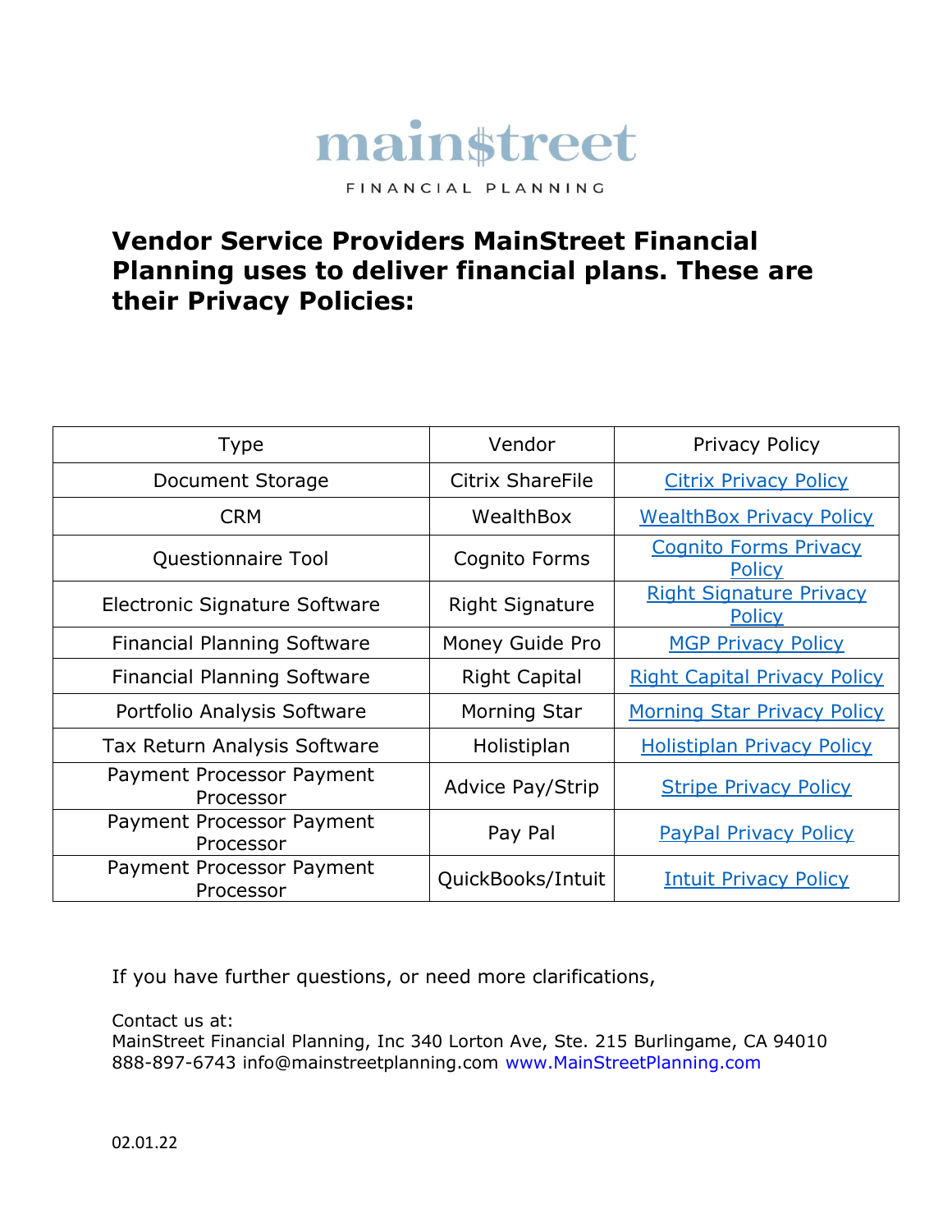mainstreet

FINANCIAL PLANNING

# Vendor Service Providers MainStreet Financial Planning uses to deliver financial plans. These are their Privacy Policies:

| Type | Vendor | Privacy Policy |
|---|---|---|
| Document Storage | Citrix ShareFile | Citrix Privacy Policy |
| CRM | WealthBox | WealthBox Privacy Policy |
| Questionnaire Tool | Cognito Forms | Cognito Forms Privacy Policy |
| Electronic Signature Software | Right Signature | Right Signature Privacy Policy |
| Financial Planning Software | Money Guide Pro | MGP Privacy Policy |
| Financial Planning Software | Right Capital | Right Capital Privacy Policy |
| Portfolio Analysis Software | Morning Star | Morning Star Privacy Policy |
| Tax Return Analysis Software | Holistiplan | Holistiplan Privacy Policy |
| Payment Processor Payment Processor | Advice Pay/Strip | Stripe Privacy Policy |
| Payment Processor Payment Processor | Pay Pal | PayPal Privacy Policy |
| Payment Processor Payment Processor | QuickBooks/Intuit | Intuit Privacy Policy |

If you have further questions, or need more clarifications,

Contact us at:
MainStreet Financial Planning, Inc 340 Lorton Ave, Ste. 215 Burlingame, CA 94010
888-897-6743 info@mainstreetplanning.com www.MainStreetPlanning.com

02.01.22